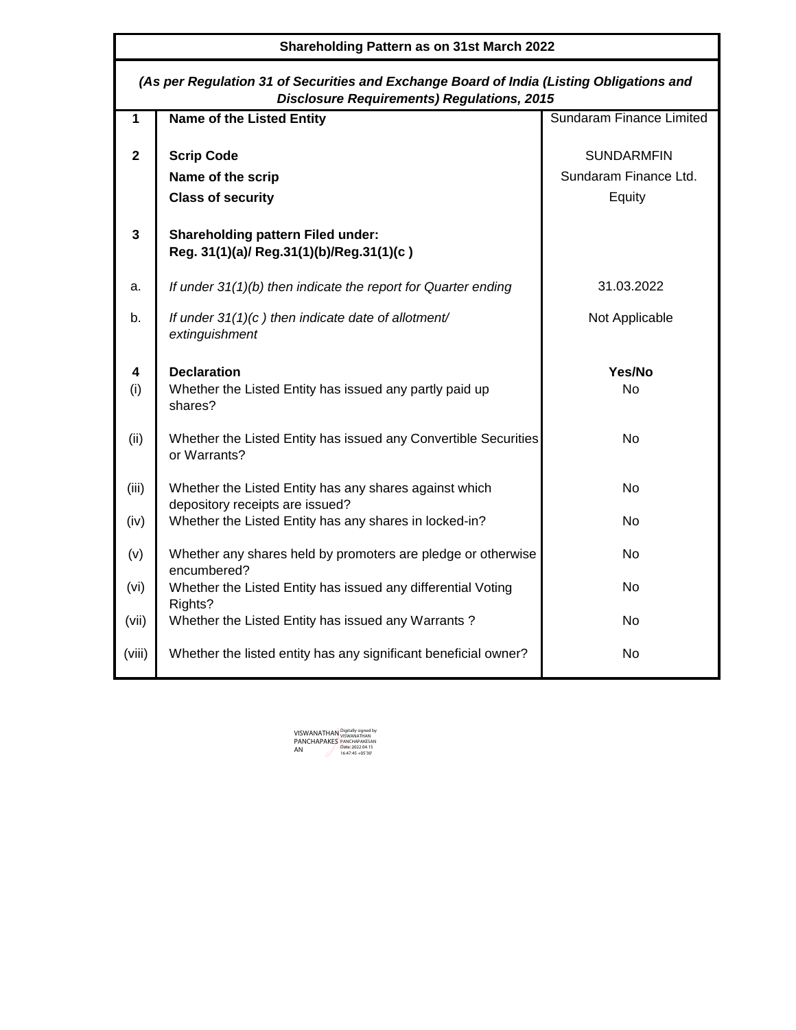| Shareholding Pattern as on 31st March 2022 | | |
|---|---|---|
| *(As per Regulation 31 of Securities and Exchange Board of India (Listing Obligations and Disclosure Requirements) Regulations, 2015* | | |
| **1** | **Name of the Listed Entity** | Sundaram Finance Limited |
| **2** | **Scrip Code** | SUNDARMFIN |
| | **Name of the scrip** | Sundaram Finance Ltd. |
| | **Class of security** | Equity |
| **3** | **Shareholding pattern Filed under: Reg. 31(1)(a)/ Reg.31(1)(b)/Reg.31(1)(c )** | |
| a. | *If under 31(1)(b) then indicate the report for Quarter ending* | 31.03.2022 |
| b. | *If under 31(1)(c ) then indicate date of allotment/ extinguishment* | Not Applicable |
| **4** | **Declaration** | **Yes/No** |
| (i) | Whether the Listed Entity has issued any partly paid up shares? | No |
| (ii) | Whether the Listed Entity has issued any Convertible Securities or Warrants? | No |
| (iii) | Whether the Listed Entity has any shares against which depository receipts are issued? | No |
| (iv) | Whether the Listed Entity has any shares in locked-in? | No |
| (v) | Whether any shares held by promoters are pledge or otherwise encumbered? | No |
| (vi) | Whether the Listed Entity has issued any differential Voting Rights? | No |
| (vii) | Whether the Listed Entity has issued any Warrants ? | No |
| (viii) | Whether the listed entity has any significant beneficial owner? | No |

VISWANATHAN PANCHAPAKESAN
Digitally signed by VISWANATHAN PANCHAPAKESAN
Date: 2022.04.15 16:47:45 +05'30'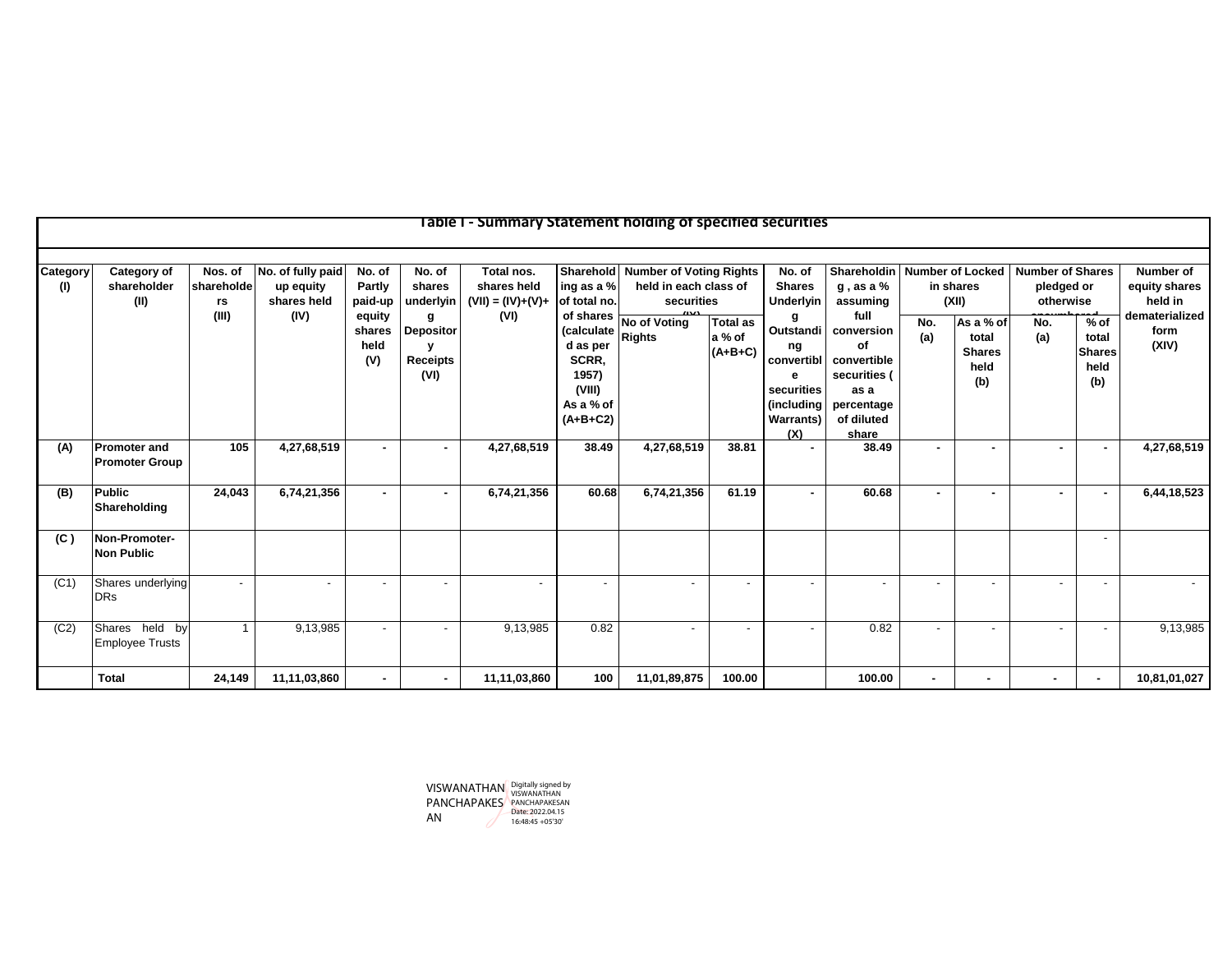## Table I - Summary Statement holding of specified securities

| Category (I) | Category of shareholder (II) | Nos. of shareholders (III) | No. of fully paid up equity shares held (IV) | No. of Partly paid-up equity shares held (V) | No. of shares underlying Depository Receipts (VI) | Total nos. shares held (VII) = (IV)+(V)+(VI) | Shareholding as a % of total no. of shares (calculated as per SCRR, 1957) (VIII) As a % of (A+B+C2) | Number of Voting Rights held in each class of securities (IX) | | No. of Shares Underlying Outstanding convertible securities (including Warrants) (X) | Shareholding, as a % assuming full conversion of convertible securities ( as a percentage of diluted share | Number of Locked in shares (XII) | | Number of Shares pledged or otherwise encumbered | | Number of equity shares held in dematerialized form (XIV) |
|---|---|---|---|---|---|---|---|---|---|---|---|---|---|---|---|---|
| | | | | | | | | No of Voting Rights | Total as a % of (A+B+C) | | | No. (a) | As a % of total Shares held (b) | No. (a) | % of total Shares held (b) | |
| **(A)** | **Promoter and Promoter Group** | **105** | **4,27,68,519** | **-** | **-** | **4,27,68,519** | **38.49** | **4,27,68,519** | **38.81** | **-** | **38.49** | **-** | **-** | **-** | **-** | **4,27,68,519** |
| **(B)** | **Public Shareholding** | **24,043** | **6,74,21,356** | **-** | **-** | **6,74,21,356** | **60.68** | **6,74,21,356** | **61.19** | **-** | **60.68** | **-** | **-** | **-** | **-** | **6,44,18,523** |
| **(C )** | **Non-Promoter-Non Public** | | | | | | | | | | | | | | - | |
| (C1) | Shares underlying DRs | - | - | - | - | - | - | - | - | - | - | - | - | - | - | - |
| (C2) | Shares held by Employee Trusts | 1 | 9,13,985 | - | - | 9,13,985 | 0.82 | - | - | - | 0.82 | - | - | - | - | 9,13,985 |
| | **Total** | **24,149** | **11,11,03,860** | **-** | **-** | **11,11,03,860** | **100** | **11,01,89,875** | **100.00** | | **100.00** | **-** | **-** | **-** | **-** | **10,81,01,027** |

VISWANATHAN PANCHAPAKESAN

Digitally signed by VISWANATHAN PANCHAPAKESAN
Date: 2022.04.15 16:48:45 +05'30'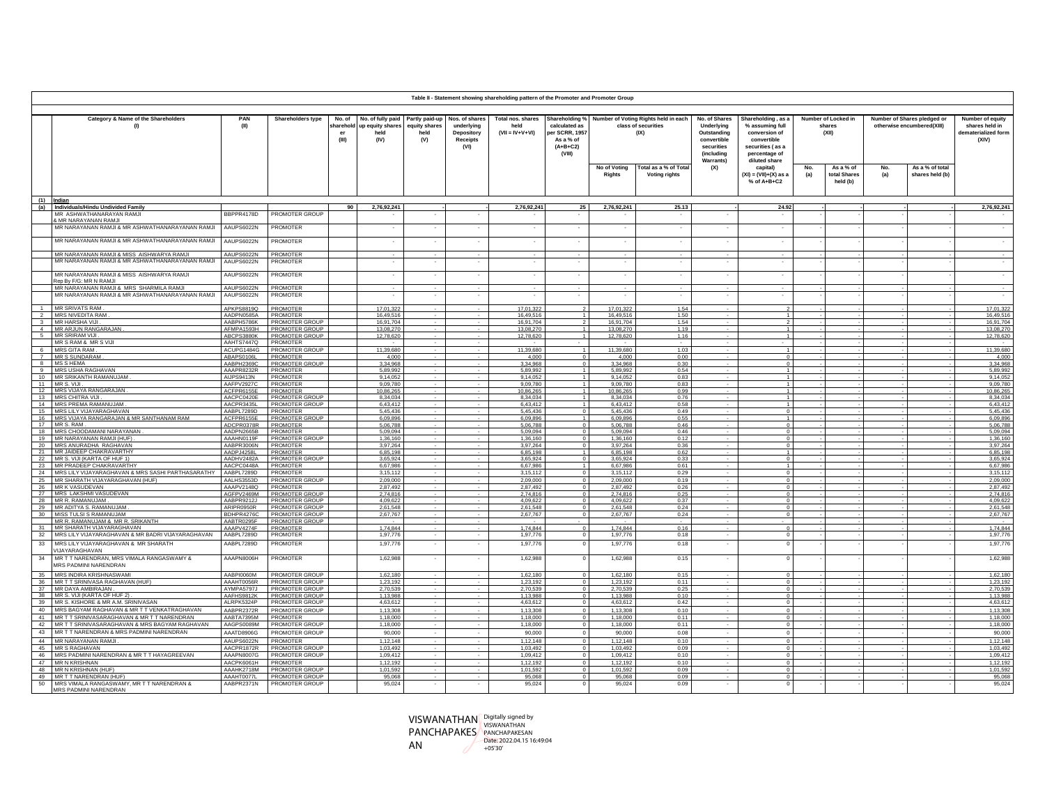Table II - Statement showing shareholding pattern of the Promoter and Promoter Group

| | Category & Name of the Shareholders (I) | PAN (II) | Shareholders type | No. of shareholder (III) | No. of fully paid up equity shares held (IV) | Partly paid-up equity shares held (V) | Nos. of shares underlying Depository Receipts (VI) | Total nos. shares held (VII = IV+V+VI) | Shareholding % calculated as per SCRR, 1957 As a % of (A+B+C2) (VIII) | Number of Voting Rights held in each class of securities (IX) | | No. of Shares Underlying Outstanding convertible securities (including Warrants) (X) | Shareholding , as a % assuming full conversion of convertible securities ( as a percentage of diluted share capital) (XI) = (VII)+(X) as a % of A+B+C2 | Number of Locked in shares (XII) | | Number of Shares pledged or otherwise encumbered(XIII) | | Number of equity shares held in dematerialized form (XIV) |
|---|---|---|---|---|---|---|---|---|---|---|---|---|---|---|---|---|---|---|
| | | | | | | | | | | No of Voting Rights | Total as a % of Total Voting rights | | | No. (a) | As a % of total Shares held (b) | No. (a) | As a % of total shares held (b) | |
| (1) | Indian | | | | | | | | | | | | | | | | | |
| (a) | Individuals/Hindu Undivided Family | | | 90 | 2,76,92,241 | - | - | 2,76,92,241 | 25 | 2,76,92,241 | 25.13 | - | 24.92 | - | - | - | - | 2,76,92,241 |
| | MR ASHWATHANARAYAN RAMJI & MR NARAYANAN RAMJI | BBPPR4178D | PROMOTER GROUP | | - | - | - | - | - | - | - | - | - | - | - | - | - | - |
| | MR NARAYANAN RAMJI & MR ASHWATHANARAYANAN RAMJI | AAUPS6022N | PROMOTER | | - | - | - | - | - | - | - | - | - | - | - | - | - | - |
| | MR NARAYANAN RAMJI & MR ASHWATHANARAYANAN RAMJI | AAUPS6022N | PROMOTER | | - | - | - | - | - | - | - | - | - | - | - | - | - | - |
| | MR NARAYANAN RAMJI & MISS AISHWARYA RAMJI | AAUPS6022N | PROMOTER | | - | - | - | - | - | - | - | - | - | - | - | - | - | - |
| | MR NARAYANAN RAMJI & MR ASHWATHANARAYANAN RAMJI | AAUPS6022N | PROMOTER | | - | - | - | - | - | - | - | - | - | - | - | - | - | - |
| | MR NARAYANAN RAMJI & MISS AISHWARYA RAMJI Rep By F/G: MR N RAMJI | AAUPS6022N | PROMOTER | | - | - | - | - | - | - | - | - | - | - | - | - | - | - |
| | MR NARAYANAN RAMJI & MRS SHARMILA RAMJI | AAUPS6022N | PROMOTER | | - | - | - | - | - | - | - | - | - | - | - | - | - | - |
| | MR NARAYANAN RAMJI & MR ASHWATHANARAYANAN RAMJI | AAUPS6022N | PROMOTER | | - | - | - | - | - | - | - | - | - | - | - | - | - | - |
| 1 | MR SRIVATS RAM . | APKPS8819Q | PROMOTER | | 17,01,322 | - | - | 17,01,322 | 2 | 17,01,322 | 1.54 | - | 2 | - | - | - | - | 17,01,322 |
| 2 | MRS NIVEDITA RAM . | AADPN0585A | PROMOTER | | 16,49,516 | - | - | 16,49,516 | 1 | 16,49,516 | 1.50 | - | 1 | - | - | - | - | 16,49,516 |
| 3 | MR HARSHA VIJI . | AABPH5786K | PROMOTER GROUP | | 16,91,704 | - | - | 16,91,704 | 2 | 16,91,704 | 1.54 | - | 2 | - | - | - | - | 16,91,704 |
| 4 | MR ARJUN RANGARAJAN . | AFMPA1593H | PROMOTER GROUP | | 13,08,270 | - | - | 13,08,270 | 1 | 13,08,270 | 1.19 | - | 1 | - | - | - | - | 13,08,270 |
| 5 | MR SRIRAM VIJI . | ABCPS3880K | PROMOTER GROUP | | 12,78,620 | - | - | 12,78,620 | 1 | 12,78,620 | 1.16 | - | 1 | - | - | - | - | 12,78,620 |
| | MR S RAM & MR S VIJI | AAHTS7447Q | PROMOTER | | - | - | - | - | - | - | - | - | - | - | - | - | - | - |
| 6 | MRS GITA RAM . | ACUPG1484G | PROMOTER GROUP | | 11,39,680 | - | - | 11,39,680 | 1 | 11,39,680 | 1.03 | - | 1 | - | - | - | - | 11,39,680 |
| 7 | MR S SUNDARAM . | ABAPS0106L | PROMOTER | | 4,000 | - | - | 4,000 | 0 | 4,000 | 0.00 | - | 0 | - | - | - | - | 4,000 |
| 8 | MS S HEMA | AABPH2369C | PROMOTER GROUP | | 3,34,968 | - | - | 3,34,968 | 0 | 3,34,968 | 0.30 | - | 0 | - | - | - | - | 3,34,968 |
| 9 | MRS USHA RAGHAVAN | AAAPR8232R | PROMOTER | | 5,89,992 | - | - | 5,89,992 | 1 | 5,89,992 | 0.54 | - | 1 | - | - | - | - | 5,89,992 |
| 10 | MR SRIKANTH RAMANUJAM . | AIJPS9413N | PROMOTER | | 9,14,052 | - | - | 9,14,052 | 1 | 9,14,052 | 0.83 | - | 1 | - | - | - | - | 9,14,052 |
| 11 | MR S. VIJI . | AAFPV2927C | PROMOTER | | 9,09,780 | - | - | 9,09,780 | 1 | 9,09,780 | 0.83 | - | 1 | - | - | - | - | 9,09,780 |
| 12 | MRS VIJAYA RANGARAJAN . | ACFPR6155E | PROMOTER | | 10,86,265 | - | - | 10,86,265 | 1 | 10,86,265 | 0.99 | - | 1 | - | - | - | - | 10,86,265 |
| 13 | MRS CHITRA VIJI . | AACPC0420E | PROMOTER GROUP | | 8,34,034 | - | - | 8,34,034 | 1 | 8,34,034 | 0.76 | - | 1 | - | - | - | - | 8,34,034 |
| 14 | MRS PREMA RAMANUJAM . | AACPR3435L | PROMOTER GROUP | | 6,43,412 | - | - | 6,43,412 | 1 | 6,43,412 | 0.58 | - | 1 | - | - | - | - | 6,43,412 |
| 15 | MRS LILY VIJAYARAGHAVAN | AABPL7289D | PROMOTER | | 5,45,436 | - | - | 5,45,436 | 0 | 5,45,436 | 0.49 | - | 0 | - | - | - | - | 5,45,436 |
| 16 | MRS VIJAYA RANGARAJAN & MR SANTHANAM RAM | ACFPR6155E | PROMOTER GROUP | | 6,09,896 | - | - | 6,09,896 | 1 | 6,09,896 | 0.55 | - | 1 | - | - | - | - | 6,09,896 |
| 17 | MR S. RAM . | ADCPR0378R | PROMOTER | | 5,06,788 | - | - | 5,06,788 | 0 | 5,06,788 | 0.46 | - | 0 | - | - | - | - | 5,06,788 |
| 18 | MRS CHOODAMANI NARAYANAN . | AADPN2665B | PROMOTER | | 5,09,094 | - | - | 5,09,094 | 0 | 5,09,094 | 0.46 | - | 0 | - | - | - | - | 5,09,094 |
| 19 | MR NARAYANAN RAMJI (HUF) . | AAAHN0119F | PROMOTER GROUP | | 1,36,160 | - | - | 1,36,160 | 0 | 1,36,160 | 0.12 | - | 0 | - | - | - | - | 1,36,160 |
| 20 | MRS ANURADHA RAGHAVAN | AABPR3006N | PROMOTER | | 3,97,264 | - | - | 3,97,264 | 0 | 3,97,264 | 0.36 | - | 0 | - | - | - | - | 3,97,264 |
| 21 | MR JAIDEEP CHAKRAVARTHY | AADPJ4258L | PROMOTER | | 6,85,198 | - | - | 6,85,198 | 1 | 6,85,198 | 0.62 | - | 1 | - | - | - | - | 6,85,198 |
| 22 | MR S. VIJI (KARTA OF HUF 1) | AADHV2482A | PROMOTER GROUP | | 3,65,924 | - | - | 3,65,924 | 0 | 3,65,924 | 0.33 | - | 0 | - | - | - | - | 3,65,924 |
| 23 | MR PRADEEP CHAKRAVARTHY | AACPC0448A | PROMOTER | | 6,67,986 | - | - | 6,67,986 | 1 | 6,67,986 | 0.61 | - | 1 | - | - | - | - | 6,67,986 |
| 24 | MRS LILY VIJAYARAGHAVAN & MRS SASHI PARTHASARATHY | AABPL7289D | PROMOTER | | 3,15,112 | - | - | 3,15,112 | 0 | 3,15,112 | 0.29 | - | 0 | - | - | - | - | 3,15,112 |
| 25 | MR SHARATH VIJAYARAGHAVAN (HUF) | AALHS3553D | PROMOTER GROUP | | 2,09,000 | - | - | 2,09,000 | 0 | 2,09,000 | 0.19 | - | 0 | - | - | - | - | 2,09,000 |
| 26 | MR K VASUDEVAN | AAAPV2148Q | PROMOTER | | 2,87,492 | - | - | 2,87,492 | 0 | 2,87,492 | 0.26 | - | 0 | - | - | - | - | 2,87,492 |
| 27 | MRS LAKSHMI VASUDEVAN | AGFPV2469M | PROMOTER GROUP | | 2,74,816 | - | - | 2,74,816 | 0 | 2,74,816 | 0.25 | - | 0 | - | - | - | - | 2,74,816 |
| 28 | MR R. RAMANUJAM . | AABPR9212J | PROMOTER GROUP | | 4,09,622 | - | - | 4,09,622 | 0 | 4,09,622 | 0.37 | - | 0 | - | - | - | - | 4,09,622 |
| 29 | MR ADITYA S. RAMANUJAM . | ARIPR0950R | PROMOTER GROUP | | 2,61,548 | - | - | 2,61,548 | 0 | 2,61,548 | 0.24 | - | 0 | - | - | - | - | 2,61,548 |
| 30 | MISS TULSI S RAMANUJAM | BDHPR4276C | PROMOTER GROUP | | 2,67,767 | - | - | 2,67,767 | 0 | 2,67,767 | 0.24 | - | 0 | - | - | - | - | 2,67,767 |
| | MR R. RAMANUJAM & MR R. SRIKANTH | AABTR0295F | PROMOTER GROUP | | - | - | - | - | - | - | - | - | - | - | - | - | - | - |
| 31 | MR SHARATH VIJAYARAGHAVAN | AAAPV4274F | PROMOTER | | 1,74,844 | - | - | 1,74,844 | 0 | 1,74,844 | 0.16 | - | 0 | - | - | - | - | 1,74,844 |
| 32 | MRS LILY VIJAYARAGHAVAN & MR BADRI VIJAYARAGHAVAN | AABPL7289D | PROMOTER | | 1,97,776 | - | - | 1,97,776 | 0 | 1,97,776 | 0.18 | - | 0 | - | - | - | - | 1,97,776 |
| 33 | MRS LILY VIJAYARAGHAVAN & MR SHARATH VIJAYARAGHAVAN | AABPL7289D | PROMOTER | | 1,97,776 | - | - | 1,97,776 | 0 | 1,97,776 | 0.18 | - | 0 | - | - | - | - | 1,97,776 |
| 34 | MR T T NARENDRAN, MRS VIMALA RANGASWAMY & MRS PADMINI NARENDRAN | AAAPN8006H | PROMOTER | | 1,62,988 | - | - | 1,62,988 | 0 | 1,62,988 | 0.15 | - | 0 | - | - | - | - | 1,62,988 |
| 35 | MRS INDIRA KRISHNASWAMI | AABPI0060M | PROMOTER GROUP | | 1,62,180 | - | - | 1,62,180 | 0 | 1,62,180 | 0.15 | - | 0 | - | - | - | - | 1,62,180 |
| 36 | MR T T SRINIVASA RAGHAVAN (HUF) | AAAHT0056R | PROMOTER GROUP | | 1,23,192 | - | - | 1,23,192 | 0 | 1,23,192 | 0.11 | - | 0 | - | - | - | - | 1,23,192 |
| 37 | MR DAYA AMBIRAJAN . | AYMPA5797J | PROMOTER GROUP | | 2,70,539 | - | - | 2,70,539 | 0 | 2,70,539 | 0.25 | - | 0 | - | - | - | - | 2,70,539 |
| 38 | MR S. VIJI (KARTA OF HUF 2) . | AAFHS9812K | PROMOTER GROUP | | 1,13,988 | - | - | 1,13,988 | 0 | 1,13,988 | 0.10 | - | 0 | - | - | - | - | 1,13,988 |
| 39 | MR S. KISHORE & MR A.M. SRINIVASAN | ALRPK5324P | PROMOTER GROUP | | 4,63,612 | - | - | 4,63,612 | 0 | 4,63,612 | 0.42 | - | 0 | - | - | - | - | 4,63,612 |
| 40 | MRS BAGYAM RAGHAVAN & MR T T VENKATRAGHAVAN | AABPR2372R | PROMOTER GROUP | | 1,13,308 | - | - | 1,13,308 | 0 | 1,13,308 | 0.10 | - | 0 | - | - | - | - | 1,13,308 |
| 41 | MR T T SRINIVASARAGHAVAN & MR T T NARENDRAN | AABTA7395M | PROMOTER | | 1,18,000 | - | - | 1,18,000 | 0 | 1,18,000 | 0.11 | - | 0 | - | - | - | - | 1,18,000 |
| 42 | MR T T SRINIVASARAGHAVAN & MRS BAGYAM RAGHAVAN | AAGPS0089M | PROMOTER GROUP | | 1,18,000 | - | - | 1,18,000 | 0 | 1,18,000 | 0.11 | - | 0 | - | - | - | - | 1,18,000 |
| 43 | MR T T NARENDRAN & MRS PADMINI NARENDRAN | AAATD8906G | PROMOTER GROUP | | 90,000 | - | - | 90,000 | 0 | 90,000 | 0.08 | - | 0 | - | - | - | - | 90,000 |
| 44 | MR NARAYANAN RAMJI . | AAUPS6022N | PROMOTER | | 1,12,148 | - | - | 1,12,148 | 0 | 1,12,148 | 0.10 | - | 0 | - | - | - | - | 1,12,148 |
| 45 | MR S RAGHAVAN | AACPR1872R | PROMOTER GROUP | | 1,03,492 | - | - | 1,03,492 | 0 | 1,03,492 | 0.09 | - | 0 | - | - | - | - | 1,03,492 |
| 46 | MRS PADMINI NARENDRAN & MR T T HAYAGREEVAN | AAAPN8007G | PROMOTER GROUP | | 1,09,412 | - | - | 1,09,412 | 0 | 1,09,412 | 0.10 | - | 0 | - | - | - | - | 1,09,412 |
| 47 | MR N KRISHNAN | AACPK6061H | PROMOTER | | 1,12,192 | - | - | 1,12,192 | 0 | 1,12,192 | 0.10 | - | 0 | - | - | - | - | 1,12,192 |
| 48 | MR N KRISHNAN (HUF) | AAAHK2718M | PROMOTER GROUP | | 1,01,592 | - | - | 1,01,592 | 0 | 1,01,592 | 0.09 | - | 0 | - | - | - | - | 1,01,592 |
| 49 | MR T T NARENDRAN (HUF) | AAAHT0077L | PROMOTER GROUP | | 95,068 | - | - | 95,068 | 0 | 95,068 | 0.09 | - | 0 | - | - | - | - | 95,068 |
| 50 | MRS VIMALA RANGASWAMY, MR T T NARENDRAN & MRS PADMINI NARENDRAN | AABPR2371N | PROMOTER GROUP | | 95,024 | - | - | 95,024 | 0 | 95,024 | 0.09 | - | 0 | - | - | - | - | 95,024 |

VISWANATHAN PANCHAPAKESAN
Digitally signed by VISWANATHAN PANCHAPAKESAN
Date: 2022.04.15 16:49:04 +05'30'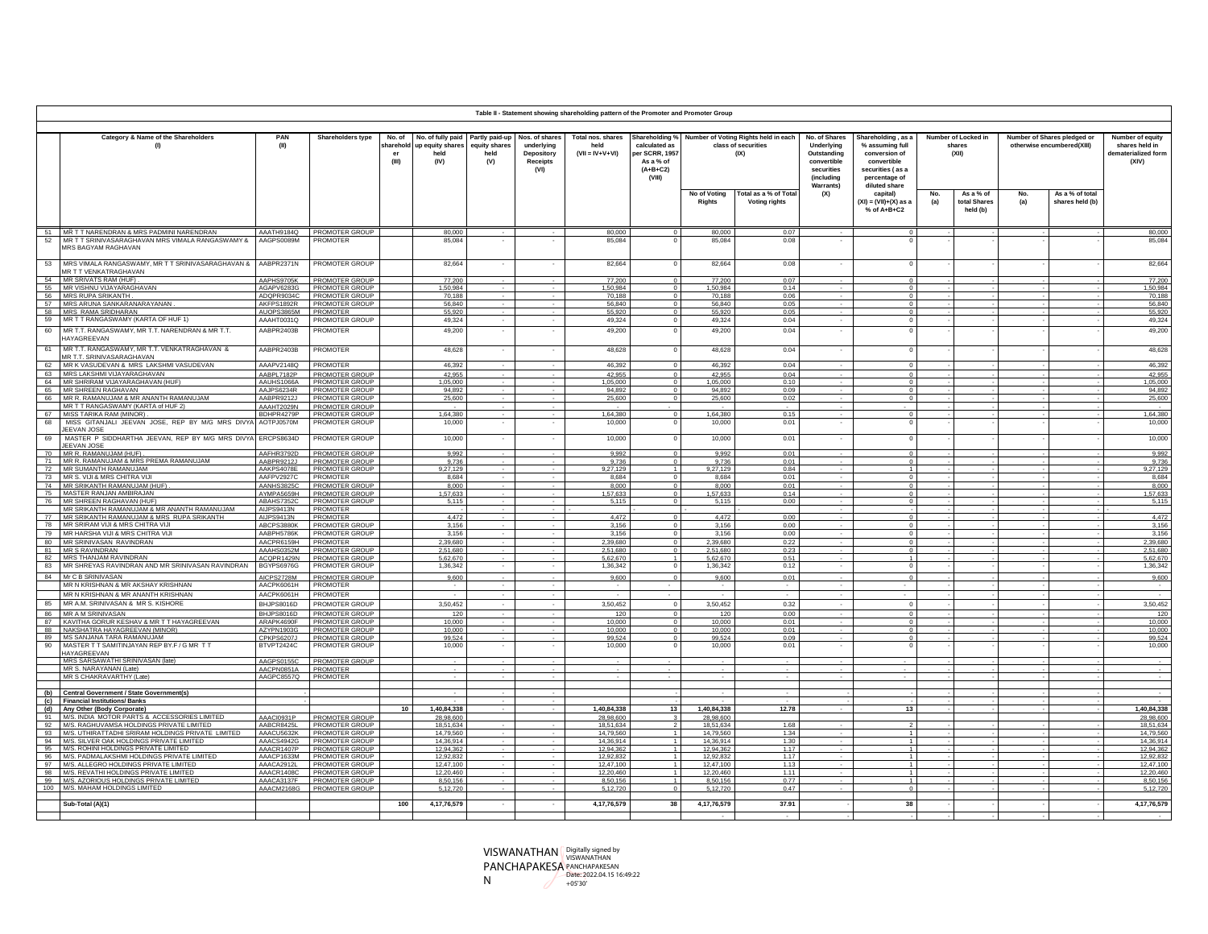**Table II - Statement showing shareholding pattern of the Promoter and Promoter Group**

| | Category & Name of the Shareholders (I) | PAN (II) | Shareholders type | No. of shareholder (III) | No. of fully paid up equity shares held (IV) | Partly paid-up equity shares held (V) | Nos. of shares underlying Depository Receipts (VI) | Total nos. shares held (VII = IV+V+VI) | Shareholding % calculated as per SCRR, 1957 As a % of (A+B+C2) (VIII) | Number of Voting Rights held in each class of securities (IX) | | No. of Shares Underlying Outstanding convertible securities (including Warrants) (X) | Shareholding , as a % assuming full conversion of convertible securities ( as a percentage of diluted share capital) (XI) = (VII)+(X) as a % of A+B+C2 | Number of Locked in shares (XII) | | Number of Shares pledged or otherwise encumbered(XIII) | | Number of equity shares held in dematerialized form (XIV) |
|---|---|---|---|---|---|---|---|---|---|---|---|---|---|---|---|---|---|---|
| | | | | | | | | | | No of Voting Rights | Total as a % of Total Voting rights | | | No. (a) | As a % of total Shares held (b) | No. (a) | As a % of total shares held (b) | |
| 51 | MR T T NARENDRAN & MRS PADMINI NARENDRAN | AAATH9184Q | PROMOTER GROUP | | 80,000 | - | - | 80,000 | 0 | 80,000 | 0.07 | - | 0 | - | - | - | - | 80,000 |
| 52 | MR T T SRINIVASARAGHAVAN MRS VIMALA RANGASWAMY & MRS BAGYAM RAGHAVAN | AAGPS0089M | PROMOTER | | 85,084 | - | - | 85,084 | 0 | 85,084 | 0.08 | - | 0 | - | - | - | - | 85,084 |
| 53 | MRS VIMALA RANGASWAMY, MR T T SRINIVASARAGHAVAN & MR T T VENKATRAGHAVAN | AABPR2371N | PROMOTER GROUP | | 82,664 | - | - | 82,664 | 0 | 82,664 | 0.08 | - | 0 | - | - | - | - | 82,664 |
| 54 | MR SRIVATS RAM (HUF) . | AAPHS9705K | PROMOTER GROUP | | 77,200 | - | - | 77,200 | 0 | 77,200 | 0.07 | - | 0 | - | - | - | - | 77,200 |
| 55 | MR VISHNU VIJAYARAGHAVAN | AGAPV6283G | PROMOTER GROUP | | 1,50,984 | - | - | 1,50,984 | 0 | 1,50,984 | 0.14 | - | 0 | - | - | - | - | 1,50,984 |
| 56 | MRS RUPA SRIKANTH . | ADQPR9034C | PROMOTER GROUP | | 70,188 | - | - | 70,188 | 0 | 70,188 | 0.06 | - | 0 | - | - | - | - | 70,188 |
| 57 | MRS ARUNA SANKARANARAYANAN . | AKFPS1892R | PROMOTER GROUP | | 56,840 | - | - | 56,840 | 0 | 56,840 | 0.05 | - | 0 | - | - | - | - | 56,840 |
| 58 | MRS RAMA SRIDHARAN | AUOPS3865M | PROMOTER | | 55,920 | - | - | 55,920 | 0 | 55,920 | 0.05 | - | 0 | - | - | - | - | 55,920 |
| 59 | MR T T RANGASWAMY (KARTA OF HUF 1) | AAAHT0031Q | PROMOTER GROUP | | 49,324 | - | - | 49,324 | 0 | 49,324 | 0.04 | - | 0 | - | - | - | - | 49,324 |
| 60 | MR T.T. RANGASWAMY, MR T.T. NARENDRAN & MR T.T. HAYAGREEVAN | AABPR2403B | PROMOTER | | 49,200 | - | - | 49,200 | 0 | 49,200 | 0.04 | - | 0 | - | - | - | - | 49,200 |
| 61 | MR T.T. RANGASWAMY, MR T.T. VENKATRAGHAVAN & MR T.T. SRINIVASARAGHAVAN | AABPR2403B | PROMOTER | | 48,628 | - | - | 48,628 | 0 | 48,628 | 0.04 | - | 0 | - | - | - | - | 48,628 |
| 62 | MR K VASUDEVAN & MRS LAKSHMI VASUDEVAN | AAAPV2148Q | PROMOTER | | 46,392 | - | - | 46,392 | 0 | 46,392 | 0.04 | - | 0 | - | - | - | - | 46,392 |
| 63 | MRS LAKSHMI VIJAYARAGHAVAN | AABPL7182P | PROMOTER GROUP | | 42,955 | - | - | 42,955 | 0 | 42,955 | 0.04 | - | 0 | - | - | - | - | 42,955 |
| 64 | MR SHRIRAM VIJAYARAGHAVAN (HUF) | AAUHS1066A | PROMOTER GROUP | | 1,05,000 | - | - | 1,05,000 | 0 | 1,05,000 | 0.10 | - | 0 | - | - | - | - | 1,05,000 |
| 65 | MR SHREEN RAGHAVAN | AAJPS6234R | PROMOTER GROUP | | 94,892 | - | - | 94,892 | 0 | 94,892 | 0.09 | - | 0 | - | - | - | - | 94,892 |
| 66 | MR R. RAMANUJAM & MR ANANTH RAMANUJAM | AABPR9212J | PROMOTER GROUP | | 25,600 | - | - | 25,600 | 0 | 25,600 | 0.02 | - | 0 | - | - | - | - | 25,600 |
| | MR T T RANGASWAMY (KARTA of HUF 2) | AAAHT2029N | PROMOTER GROUP | | - | - | - | - | - | - | - | - | - | - | - | - | - | - |
| 67 | MISS TARIKA RAM (MINOR) . | BDHPR4279P | PROMOTER GROUP | | 1,64,380 | - | - | 1,64,380 | 0 | 1,64,380 | 0.15 | - | 0 | - | - | - | - | 1,64,380 |
| 68 | MISS GITANJALI JEEVAN JOSE, REP BY M/G MRS DIVYA JEEVAN JOSE | AOTPJ0570M | PROMOTER GROUP | | 10,000 | - | - | 10,000 | 0 | 10,000 | 0.01 | - | 0 | - | - | - | - | 10,000 |
| 69 | MASTER P SIDDHARTHA JEEVAN, REP BY M/G MRS DIVYA JEEVAN JOSE | ERCPS8634D | PROMOTER GROUP | | 10,000 | - | - | 10,000 | 0 | 10,000 | 0.01 | - | 0 | - | - | - | - | 10,000 |
| 70 | MR R. RAMANUJAM (HUF) . | AAFHR3792D | PROMOTER GROUP | | 9,992 | - | - | 9,992 | 0 | 9,992 | 0.01 | - | 0 | - | - | - | - | 9,992 |
| 71 | MR R. RAMANUJAM & MRS PREMA RAMANUJAM | AABPR9212J | PROMOTER GROUP | | 9,736 | - | - | 9,736 | 0 | 9,736 | 0.01 | - | 0 | - | - | - | - | 9,736 |
| 72 | MR SUMANTH RAMANUJAM | AAKPS4078E | PROMOTER GROUP | | 9,27,129 | - | - | 9,27,129 | 1 | 9,27,129 | 0.84 | - | 1 | - | - | - | - | 9,27,129 |
| 73 | MR S. VIJI & MRS CHITRA VIJI | AAFPV2927C | PROMOTER | | 8,684 | - | - | 8,684 | 0 | 8,684 | 0.01 | - | 0 | - | - | - | - | 8,684 |
| 74 | MR SRIKANTH RAMANUJAM (HUF) . | AANHS3825C | PROMOTER GROUP | | 8,000 | - | - | 8,000 | 0 | 8,000 | 0.01 | - | 0 | - | - | - | - | 8,000 |
| 75 | MASTER RANJAN AMBIRAJAN | AYMPA5659H | PROMOTER GROUP | | 1,57,633 | - | - | 1,57,633 | 0 | 1,57,633 | 0.14 | - | 0 | - | - | - | - | 1,57,633 |
| 76 | MR SHREEN RAGHAVAN (HUF) | ABAHS7352C | PROMOTER GROUP | | 5,115 | - | - | 5,115 | 0 | 5,115 | 0.00 | - | 0 | - | - | - | - | 5,115 |
| | MR SRIKANTH RAMANUJAM & MR ANANTH RAMANUJAM | AIJPS9413N | PROMOTER | | - | - | - | - | - | - | - | - | - | - | - | - | - | - |
| 77 | MR SRIKANTH RAMANUJAM & MRS RUPA SRIKANTH | AIJPS9413N | PROMOTER | | 4,472 | - | - | 4,472 | 0 | 4,472 | 0.00 | - | 0 | - | - | - | - | 4,472 |
| 78 | MR SRIRAM VIJI & MRS CHITRA VIJI | ABCPS3880K | PROMOTER GROUP | | 3,156 | - | - | 3,156 | 0 | 3,156 | 0.00 | - | 0 | - | - | - | - | 3,156 |
| 79 | MR HARSHA VIJI & MRS CHITRA VIJI | AABPH5786K | PROMOTER GROUP | | 3,156 | - | - | 3,156 | 0 | 3,156 | 0.00 | - | 0 | - | - | - | - | 3,156 |
| 80 | MR SRINIVASAN RAVINDRAN | AACPR6159H | PROMOTER | | 2,39,680 | - | - | 2,39,680 | 0 | 2,39,680 | 0.22 | - | 0 | - | - | - | - | 2,39,680 |
| 81 | MR S RAVINDRAN | AAAHS0352M | PROMOTER GROUP | | 2,51,680 | - | - | 2,51,680 | 0 | 2,51,680 | 0.23 | - | 0 | - | - | - | - | 2,51,680 |
| 82 | MRS THANJAM RAVINDRAN | ACQPR1429N | PROMOTER GROUP | | 5,62,670 | - | - | 5,62,670 | 1 | 5,62,670 | 0.51 | - | 1 | - | - | - | - | 5,62,670 |
| 83 | MR SHREYAS RAVINDRAN AND MR SRINIVASAN RAVINDRAN | BGYPS6976G | PROMOTER GROUP | | 1,36,342 | - | - | 1,36,342 | 0 | 1,36,342 | 0.12 | - | 0 | - | - | - | - | 1,36,342 |
| 84 | Mr C B SRINIVASAN | AICPS2728M | PROMOTER GROUP | | 9,600 | - | - | 9,600 | 0 | 9,600 | 0.01 | - | 0 | - | - | - | - | 9,600 |
| | MR N KRISHNAN & MR AKSHAY KRISHNAN | AACPK6061H | PROMOTER | | - | - | - | - | - | - | - | - | - | - | - | - | - | - |
| | MR N KRISHNAN & MR ANANTH KRISHNAN | AACPK6061H | PROMOTER | | - | - | - | - | - | - | - | - | - | - | - | - | - | - |
| 85 | MR A.M. SRINIVASAN & MR S. KISHORE | BHJPS8016D | PROMOTER GROUP | | 3,50,452 | - | - | 3,50,452 | 0 | 3,50,452 | 0.32 | - | 0 | - | - | - | - | 3,50,452 |
| 86 | MR A M SRINIVASAN | BHJPS8016D | PROMOTER GROUP | | 120 | - | - | 120 | 0 | 120 | 0.00 | - | 0 | - | - | - | - | 120 |
| 87 | KAVITHA GORUR KESHAV & MR T T HAYAGREEVAN | ARAPK4690F | PROMOTER GROUP | | 10,000 | - | - | 10,000 | 0 | 10,000 | 0.01 | - | 0 | - | - | - | - | 10,000 |
| 88 | NAKSHATRA HAYAGREEVAN (MINOR) | AZYPN1903G | PROMOTER GROUP | | 10,000 | - | - | 10,000 | 0 | 10,000 | 0.01 | - | 0 | - | - | - | - | 10,000 |
| 89 | MS SANJANA TARA RAMANUJAM | CPKPS6207J | PROMOTER GROUP | | 99,524 | - | - | 99,524 | 0 | 99,524 | 0.09 | - | 0 | - | - | - | - | 99,524 |
| 90 | MASTER T T SAMITINJAYAN REP BY.F / G MR T T HAYAGREEVAN | BTVPT2424C | PROMOTER GROUP | | 10,000 | - | - | 10,000 | 0 | 10,000 | 0.01 | - | 0 | - | - | - | - | 10,000 |
| | MRS SARSAWATHI SRINIVASAN (late) | AAGPS0155C | PROMOTER GROUP | | - | - | - | - | - | - | - | - | - | - | - | - | - | - |
| | MR S. NARAYANAN (Late) | AACPN0851A | PROMOTER | | - | - | - | - | - | - | - | - | - | - | - | - | - | - |
| | MR S CHAKRAVARTHY (Late) | AAGPC8557Q | PROMOTER | | - | - | - | - | - | - | - | - | - | - | - | - | - | - |
| (b) | **Central Government / State Government(s)** | | | | - | - | - | | | - | - | | | - | - | - | - | - |
| (c) | **Financial Institutions/ Banks** | | | | - | - | - | | | - | - | | | - | - | - | - | |
| (d) | **Any Other (Body Corporate)** | | | **10** | **1,40,84,338** | - | - | **1,40,84,338** | **13** | **1,40,84,338** | **12.78** | - | **13** | - | - | - | - | **1,40,84,338** |
| 91 | M/S. INDIA MOTOR PARTS & ACCESSORIES LIMITED | AAACI0931P | PROMOTER GROUP | | 28,98,600 | | | 28,98,600 | 3 | 28,98,600 | | | | | | | | 28,98,600 |
| 92 | M/S. RAGHUVAMSA HOLDINGS PRIVATE LIMITED | AABCR8425L | PROMOTER GROUP | | 18,51,634 | - | - | 18,51,634 | 2 | 18,51,634 | 1.68 | - | 2 | - | - | - | - | 18,51,634 |
| 93 | M/S. UTHIRATTADHI SRIRAM HOLDINGS PRIVATE LIMITED | AAACU5632K | PROMOTER GROUP | | 14,79,560 | - | - | 14,79,560 | 1 | 14,79,560 | 1.34 | - | 1 | - | - | - | - | 14,79,560 |
| 94 | M/S. SILVER OAK HOLDINGS PRIVATE LIMITED | AAACS4942G | PROMOTER GROUP | | 14,36,914 | - | - | 14,36,914 | 1 | 14,36,914 | 1.30 | - | 1 | - | - | - | - | 14,36,914 |
| 95 | M/S. ROHINI HOLDINGS PRIVATE LIMITED | AAACR1407P | PROMOTER GROUP | | 12,94,362 | - | - | 12,94,362 | 1 | 12,94,362 | 1.17 | - | 1 | - | - | - | - | 12,94,362 |
| 96 | M/S. PADMALAKSHMI HOLDINGS PRIVATE LIMITED | AAACP1633M | PROMOTER GROUP | | 12,92,832 | - | - | 12,92,832 | 1 | 12,92,832 | 1.17 | - | 1 | - | - | - | - | 12,92,832 |
| 97 | M/S. ALLEGRO HOLDINGS PRIVATE LIMITED | AAACA2912L | PROMOTER GROUP | | 12,47,100 | - | - | 12,47,100 | 1 | 12,47,100 | 1.13 | - | 1 | - | - | - | - | 12,47,100 |
| 98 | M/S. REVATHI HOLDINGS PRIVATE LIMITED | AAACR1408C | PROMOTER GROUP | | 12,20,460 | - | - | 12,20,460 | 1 | 12,20,460 | 1.11 | - | 1 | - | - | - | - | 12,20,460 |
| 99 | M/S. AZORIOUS HOLDINGS PRIVATE LIMITED | AAACA3137F | PROMOTER GROUP | | 8,50,156 | - | - | 8,50,156 | 1 | 8,50,156 | 0.77 | - | 1 | - | - | - | - | 8,50,156 |
| 100 | M/S. MAHAM HOLDINGS LIMITED | AAACM2168G | PROMOTER GROUP | | 5,12,720 | - | - | 5,12,720 | 0 | 5,12,720 | 0.47 | - | 0 | - | - | - | - | 5,12,720 |
| | **Sub-Total (A)(1)** | | | **100** | **4,17,76,579** | - | - | **4,17,76,579** | **38** | **4,17,76,579** | **37.91** | - | **38** | - | - | - | - | **4,17,76,579** |

VISWANATHAN PANCHAPAKESAN
Digitally signed by VISWANATHAN PANCHAPAKESAN
Date: 2022.04.15 16:49:22 +05'30'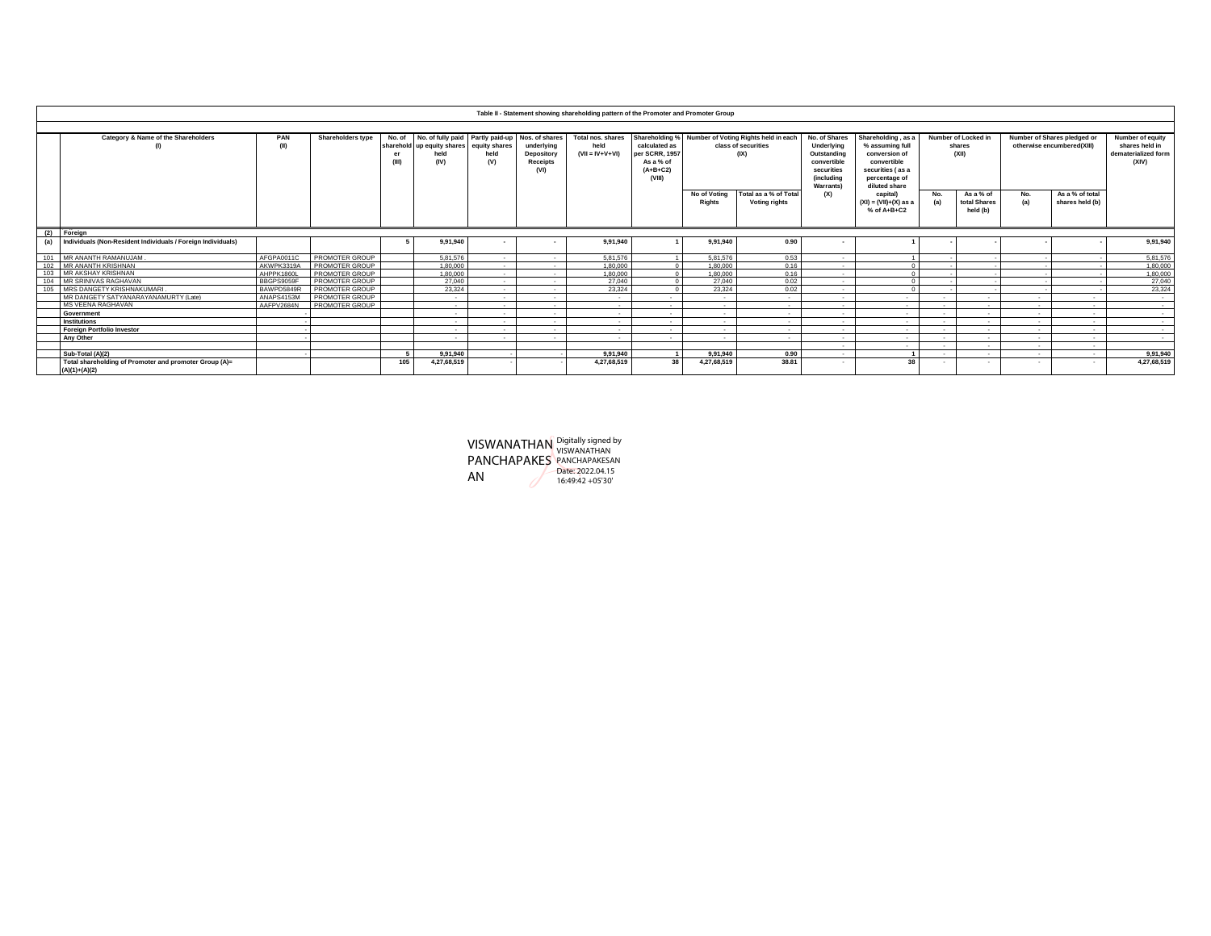**Table II - Statement showing shareholding pattern of the Promoter and Promoter Group**

| | Category & Name of the Shareholders (I) | PAN (II) | Shareholders type | No. of shareholder (III) | No. of fully paid up equity shares held (IV) | Partly paid-up equity shares held (V) | Nos. of shares underlying Depository Receipts (VI) | Total nos. shares held (VII = IV+V+VI) | Shareholding % calculated as per SCRR, 1957 As a % of (A+B+C2) (VIII) | Number of Voting Rights held in each class of securities (IX) | | No. of Shares Underlying Outstanding convertible securities (including Warrants) (X) | Shareholding , as a % assuming full conversion of convertible securities ( as a percentage of diluted share capital) (XI) = (VII)+(X) as a % of A+B+C2 | Number of Locked in shares (XII) | | Number of Shares pledged or otherwise encumbered(XIII) | | Number of equity shares held in dematerialized form (XIV) |
|---|---|---|---|---|---|---|---|---|---|---|---|---|---|---|---|---|---|---|
| | | | | | | | | | | No of Voting Rights | Total as a % of Total Voting rights | | | No. (a) | As a % of total Shares held (b) | No. (a) | As a % of total shares held (b) | |
| (2) | Foreign | | | | | | | | | | | | | | | | | |
| (a) | Individuals (Non-Resident Individuals / Foreign Individuals) | | | 5 | 9,91,940 | - | - | 9,91,940 | 1 | 9,91,940 | 0.90 | - | 1 | - | - | - | - | 9,91,940 |
| 101 | MR ANANTH RAMANUJAM . | AFGPA0011C | PROMOTER GROUP | | 5,81,576 | - | - | 5,81,576 | 1 | 5,81,576 | 0.53 | - | 1 | - | - | - | - | 5,81,576 |
| 102 | MR ANANTH KRISHNAN | AKWPK3319A | PROMOTER GROUP | | 1,80,000 | - | - | 1,80,000 | 0 | 1,80,000 | 0.16 | - | 0 | - | - | - | - | 1,80,000 |
| 103 | MR AKSHAY KRISHNAN | AHPPK1860L | PROMOTER GROUP | | 1,80,000 | - | - | 1,80,000 | 0 | 1,80,000 | 0.16 | - | 0 | - | - | - | - | 1,80,000 |
| 104 | MR SRINIVAS RAGHAVAN | BBGPS9059F | PROMOTER GROUP | | 27,040 | - | - | 27,040 | 0 | 27,040 | 0.02 | - | 0 | - | - | - | - | 27,040 |
| 105 | MRS DANGETY KRISHNAKUMARI . | BAWPD5849R | PROMOTER GROUP | | 23,324 | - | - | 23,324 | 0 | 23,324 | 0.02 | - | 0 | - | - | - | - | 23,324 |
| | MR DANGETY SATYANARAYANAMURTY (Late) | ANAPS4153M | PROMOTER GROUP | | - | - | - | - | - | - | - | - | - | - | - | - | - | - |
| | MS VEENA RAGHAVAN | AAFPV2684N | PROMOTER GROUP | | - | - | - | - | - | - | - | - | - | - | - | - | - | - |
| | Government | - | | | - | - | - | - | - | - | - | - | - | - | - | - | - | - |
| | Institutions | - | | | - | - | - | - | - | - | - | - | - | - | - | - | - | - |
| | Foreign Portfolio Investor | - | | | - | - | - | - | - | - | - | - | - | - | - | - | - | - |
| | Any Other | - | | | - | - | - | - | - | - | - | - | - | - | - | - | - | - |
| | | | | | | | | | | | | - | - | - | - | - | - | |
| | Sub-Total (A)(2) | - | | 5 | 9,91,940 | - | - | 9,91,940 | 1 | 9,91,940 | 0.90 | - | 1 | - | - | - | - | 9,91,940 |
| | Total shareholding of Promoter and promoter Group (A)= (A)(1)+(A)(2) | | | 105 | 4,27,68,519 | - | - | 4,27,68,519 | 38 | 4,27,68,519 | 38.81 | - | 38 | - | - | - | - | 4,27,68,519 |

VISWANATHAN PANCHAPAKESAN

Digitally signed by VISWANATHAN PANCHAPAKESAN
Date: 2022.04.15 16:49:42 +05'30'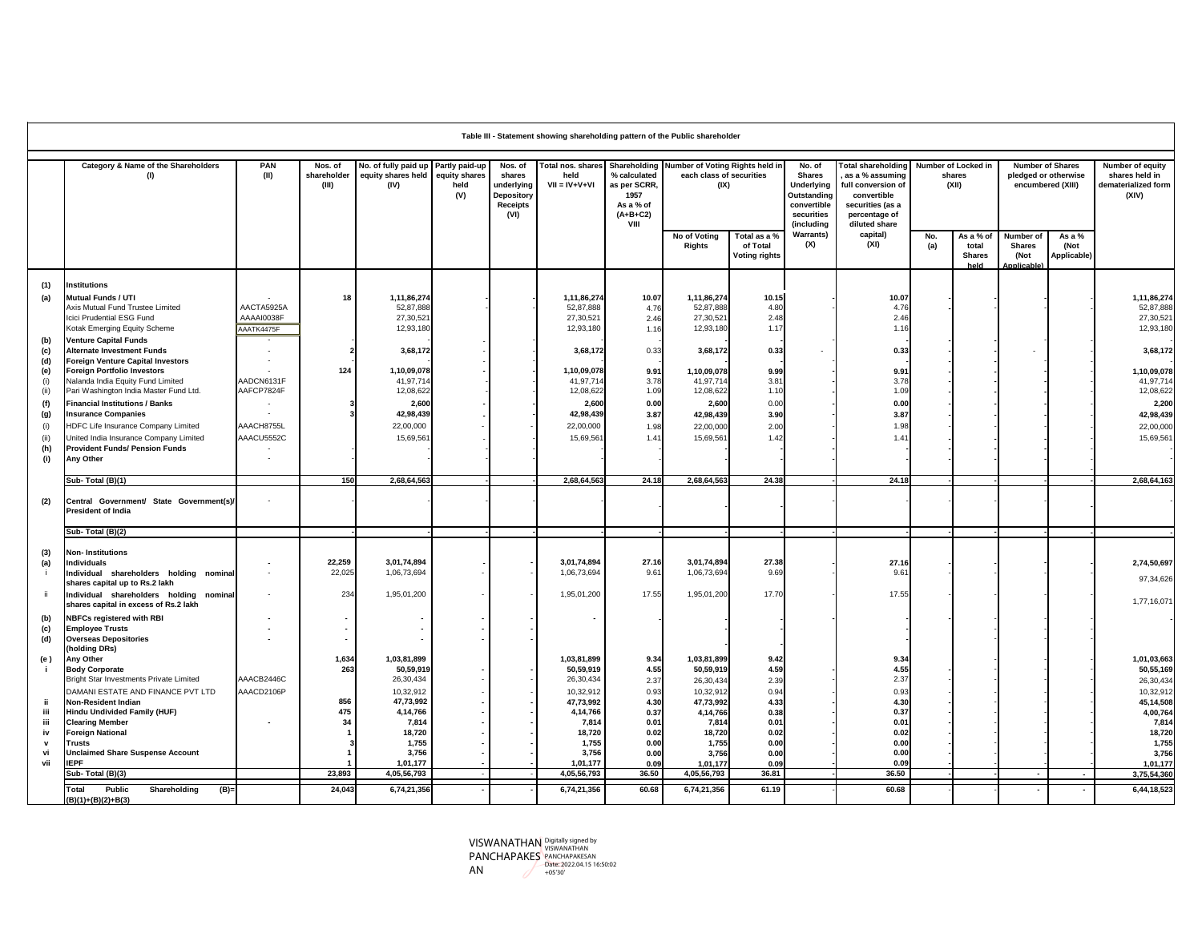**Table III - Statement showing shareholding pattern of the Public shareholder**

| | Category & Name of the Shareholders (I) | PAN (II) | Nos. of shareholder (III) | No. of fully paid up equity shares held (IV) | Partly paid-up equity shares held (V) | Nos. of shares underlying Depository Receipts (VI) | Total nos. shares held VII = IV+V+VI | Shareholding % calculated as per SCRR, 1957 As a % of (A+B+C2) VIII | Number of Voting Rights held in each class of securities (IX) | | No. of Shares Underlying Outstanding convertible securities (including Warrants) (X) | Total shareholding , as a % assuming full conversion of convertible securities (as a percentage of diluted share capital) (XI) | Number of Locked in shares (XII) | | Number of Shares pledged or otherwise encumbered (XIII) | | Number of equity shares held in dematerialized form (XIV) |
|---|---|---|---|---|---|---|---|---|---|---|---|---|---|---|---|---|---|
| | | | | | | | | | No of Voting Rights | Total as a % of Total Voting rights | | | No. (a) | As a % of total Shares held | Number of Shares (Not Applicable) | As a % (Not Applicable) | |
| (1) | **Institutions** | | | | | | | | | | | | | | | | |
| (a) | **Mutual Funds / UTI** | - | 18 | 1,11,86,274 | - | - | 1,11,86,274 | 10.07 | 1,11,86,274 | 10.15 | - | 10.07 | - | - | - | - | 1,11,86,274 |
| | Axis Mutual Fund Trustee Limited | AACTA5925A | | 52,87,888 | - | - | 52,87,888 | 4.76 | 52,87,888 | 4.80 | - | 4.76 | - | - | - | - | 52,87,888 |
| | Icici Prudential ESG Fund | AAAAI0038F | | 27,30,521 | - | - | 27,30,521 | 2.46 | 27,30,521 | 2.48 | - | 2.46 | - | - | - | - | 27,30,521 |
| | Kotak Emerging Equity Scheme | AAATK4475F | | 12,93,180 | - | - | 12,93,180 | 1.16 | 12,93,180 | 1.17 | - | 1.16 | - | - | - | - | 12,93,180 |
| (b) | **Venture Capital Funds** | - | - | - | - | - | - | - | - | - | - | - | - | - | - | - | - |
| (c) | **Alternate Investment Funds** | - | 2 | 3,68,172 | - | - | 3,68,172 | 0.33 | 3,68,172 | 0.33 | - | 0.33 | - | - | - | - | 3,68,172 |
| (d) | **Foreign Venture Capital Investors** | - | - | - | - | - | - | - | - | - | - | - | - | - | - | - | - |
| (e) | **Foreign Portfolio Investors** | - | 124 | 1,10,09,078 | - | - | 1,10,09,078 | 9.91 | 1,10,09,078 | 9.99 | - | 9.91 | - | - | - | - | 1,10,09,078 |
| (i) | Nalanda India Equity Fund Limited | AADCN6131F | | 41,97,714 | - | - | 41,97,714 | 3.78 | 41,97,714 | 3.81 | - | 3.78 | - | - | - | - | 41,97,714 |
| (ii) | Pari Washington India Master Fund Ltd. | AAFCP7824F | | 12,08,622 | - | - | 12,08,622 | 1.09 | 12,08,622 | 1.10 | - | 1.09 | - | - | - | - | 12,08,622 |
| (f) | **Financial Institutions / Banks** | - | 3 | 2,600 | - | - | 2,600 | 0.00 | 2,600 | 0.00 | - | 0.00 | - | - | - | - | 2,200 |
| (g) | **Insurance Companies** | - | 3 | 42,98,439 | - | - | 42,98,439 | 3.87 | 42,98,439 | 3.90 | - | 3.87 | - | - | - | - | 42,98,439 |
| (i) | HDFC Life Insurance Company Limited | AAACH8755L | | 22,00,000 | - | - | 22,00,000 | 1.98 | 22,00,000 | 2.00 | - | 1.98 | - | - | - | - | 22,00,000 |
| (ii) | United India Insurance Company Limited | AAACU5552C | | 15,69,561 | - | - | 15,69,561 | 1.41 | 15,69,561 | 1.42 | - | 1.41 | - | - | - | - | 15,69,561 |
| (h) | **Provident Funds/ Pension Funds** | - | - | - | - | - | - | - | - | - | - | - | - | - | - | - | - |
| (i) | **Any Other** | - | - | - | - | - | - | - | - | - | - | - | - | - | - | - | - |
| | **Sub- Total (B)(1)** | | 150 | 2,68,64,563 | - | - | 2,68,64,563 | 24.18 | 2,68,64,563 | 24.38 | - | 24.18 | - | - | - | - | 2,68,64,163 |
| (2) | **Central Government/ State Government(s)/ President of India** | - | - | - | - | - | - | - | - | - | - | - | - | - | - | - | - |
| | **Sub- Total (B)(2)** | | - | - | - | - | - | - | - | - | - | - | - | - | - | - | - |
| (3) | **Non- Institutions** | | | | | | | | | | | | | | | | |
| (a) | **Individuals** | - | 22,259 | 3,01,74,894 | - | - | 3,01,74,894 | 27.16 | 3,01,74,894 | 27.38 | - | 27.16 | - | - | - | - | 2,74,50,697 |
| i | **Individual shareholders holding nominal shares capital up to Rs.2 lakh** | - | 22,025 | 1,06,73,694 | - | - | 1,06,73,694 | 9.61 | 1,06,73,694 | 9.69 | - | 9.61 | - | - | - | - | 97,34,626 |
| ii | **Individual shareholders holding nominal shares capital in excess of Rs.2 lakh** | - | 234 | 1,95,01,200 | - | - | 1,95,01,200 | 17.55 | 1,95,01,200 | 17.70 | - | 17.55 | - | - | - | - | 1,77,16,071 |
| (b) | **NBFCs registered with RBI** | - | - | - | - | - | - | - | - | - | - | - | - | - | - | - | - |
| (c) | **Employee Trusts** | - | - | - | - | - | | | | | | | | | | | |
| (d) | **Overseas Depositories (holding DRs)** | - | - | - | - | - | | | - | - | - | - | - | - | - | - | |
| (e ) | **Any Other** | | 1,634 | 1,03,81,899 | | | 1,03,81,899 | 9.34 | 1,03,81,899 | 9.42 | - | 9.34 | - | - | - | - | 1,01,03,663 |
| i | **Body Corporate** | | 263 | 50,59,919 | - | - | 50,59,919 | 4.55 | 50,59,919 | 4.59 | - | 4.55 | - | - | - | - | 50,55,169 |
| | Bright Star Investments Private Limited | AAACB2446C | | 26,30,434 | - | - | 26,30,434 | 2.37 | 26,30,434 | 2.39 | - | 2.37 | - | - | - | - | 26,30,434 |
| | DAMANI ESTATE AND FINANCE PVT LTD | AAACD2106P | | 10,32,912 | - | - | 10,32,912 | 0.93 | 10,32,912 | 0.94 | - | 0.93 | - | - | - | - | 10,32,912 |
| ii | **Non-Resident Indian** | | 856 | 47,73,992 | - | - | 47,73,992 | 4.30 | 47,73,992 | 4.33 | - | 4.30 | - | - | - | - | 45,14,508 |
| iii | **Hindu Undivided Family (HUF)** | | 475 | 4,14,766 | - | - | 4,14,766 | 0.37 | 4,14,766 | 0.38 | - | 0.37 | - | - | - | - | 4,00,764 |
| iii | **Clearing Member** | - | 34 | 7,814 | - | - | 7,814 | 0.01 | 7,814 | 0.01 | - | 0.01 | - | - | - | - | 7,814 |
| iv | **Foreign National** | | 1 | 18,720 | - | - | 18,720 | 0.02 | 18,720 | 0.02 | - | 0.02 | - | - | - | - | 18,720 |
| v | **Trusts** | | 3 | 1,755 | - | - | 1,755 | 0.00 | 1,755 | 0.00 | - | 0.00 | - | - | - | - | 1,755 |
| vi | **Unclaimed Share Suspense Account** | | 1 | 3,756 | - | - | 3,756 | 0.00 | 3,756 | 0.00 | - | 0.00 | - | - | - | - | 3,756 |
| vii | **IEPF** | | 1 | 1,01,177 | - | - | 1,01,177 | 0.09 | 1,01,177 | 0.09 | - | 0.09 | - | - | - | - | 1,01,177 |
| | **Sub- Total (B)(3)** | | 23,893 | 4,05,56,793 | - | - | 4,05,56,793 | 36.50 | 4,05,56,793 | 36.81 | - | 36.50 | - | - | - | - | 3,75,54,360 |
| | **Total Public Shareholding (B)= (B)(1)+(B)(2)+B(3)** | | 24,043 | 6,74,21,356 | - | - | 6,74,21,356 | 60.68 | 6,74,21,356 | 61.19 | - | 60.68 | - | - | - | - | 6,44,18,523 |

VISWANATHAN PANCHAPAKESAN
Digitally signed by VISWANATHAN PANCHAPAKESAN
Date: 2022.04.15 16:50:02 +05'30'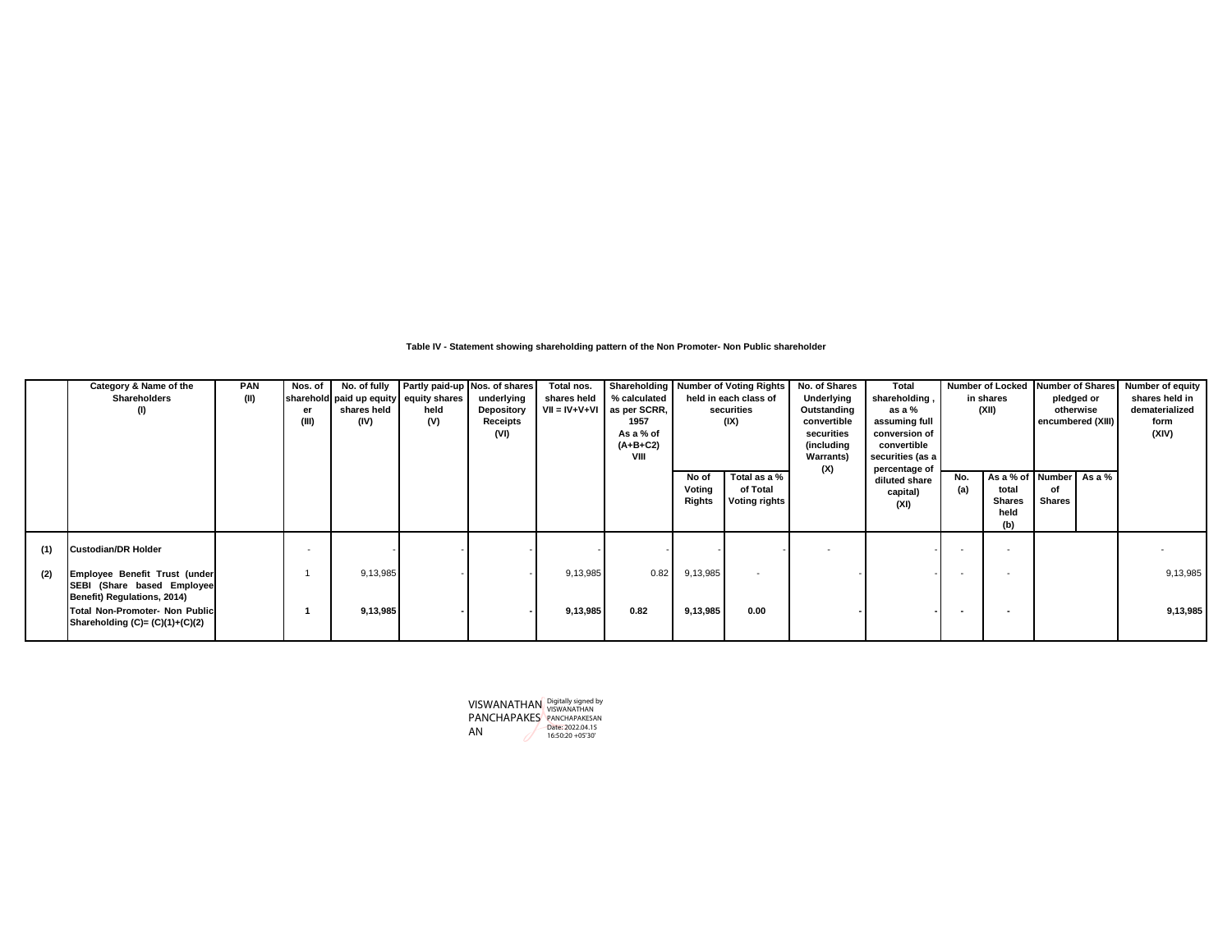Table IV - Statement showing shareholding pattern of the Non Promoter- Non Public shareholder

| | Category & Name of the Shareholders (I) | PAN (II) | Nos. of shareholder (III) | No. of fully paid up equity shares held (IV) | Partly paid-up equity shares held (V) | Nos. of shares underlying Depository Receipts (VI) | Total nos. shares held VII = IV+V+VI | Shareholding % calculated as per SCRR, 1957 As a % of (A+B+C2) VIII | Number of Voting Rights held in each class of securities (IX) | | No. of Shares Underlying Outstanding convertible securities (including Warrants) (X) | Total shareholding , as a % assuming full conversion of convertible securities (as a percentage of diluted share capital) (XI) | Number of Locked in shares (XII) | | Number of Shares pledged or otherwise encumbered (XIII) | | Number of equity shares held in dematerialized form (XIV) |
|---|---|---|---|---|---|---|---|---|---|---|---|---|---|---|---|---|---|
| | | | | | | | | | No of Voting Rights | Total as a % of Total Voting rights | | | No. (a) | As a % of total Shares held (b) | Number of Shares | As a % | |
| (1) | Custodian/DR Holder | | - | - | - | - | - | - | - | - | - | - | - | - | | | - |
| (2) | Employee Benefit Trust (under SEBI (Share based Employee Benefit) Regulations, 2014) | | 1 | 9,13,985 | - | - | 9,13,985 | 0.82 | 9,13,985 | - | - | - | - | - | | | 9,13,985 |
| | **Total Non-Promoter- Non Public Shareholding (C)= (C)(1)+(C)(2)** | | **1** | **9,13,985** | **-** | **-** | **9,13,985** | **0.82** | **9,13,985** | **0.00** | **-** | **-** | **-** | **-** | | | **9,13,985** |

VISWANATHAN PANCHAPAKESAN Digitally signed by VISWANATHAN PANCHAPAKESAN Date: 2022.04.15 16:50:20 +05'30'